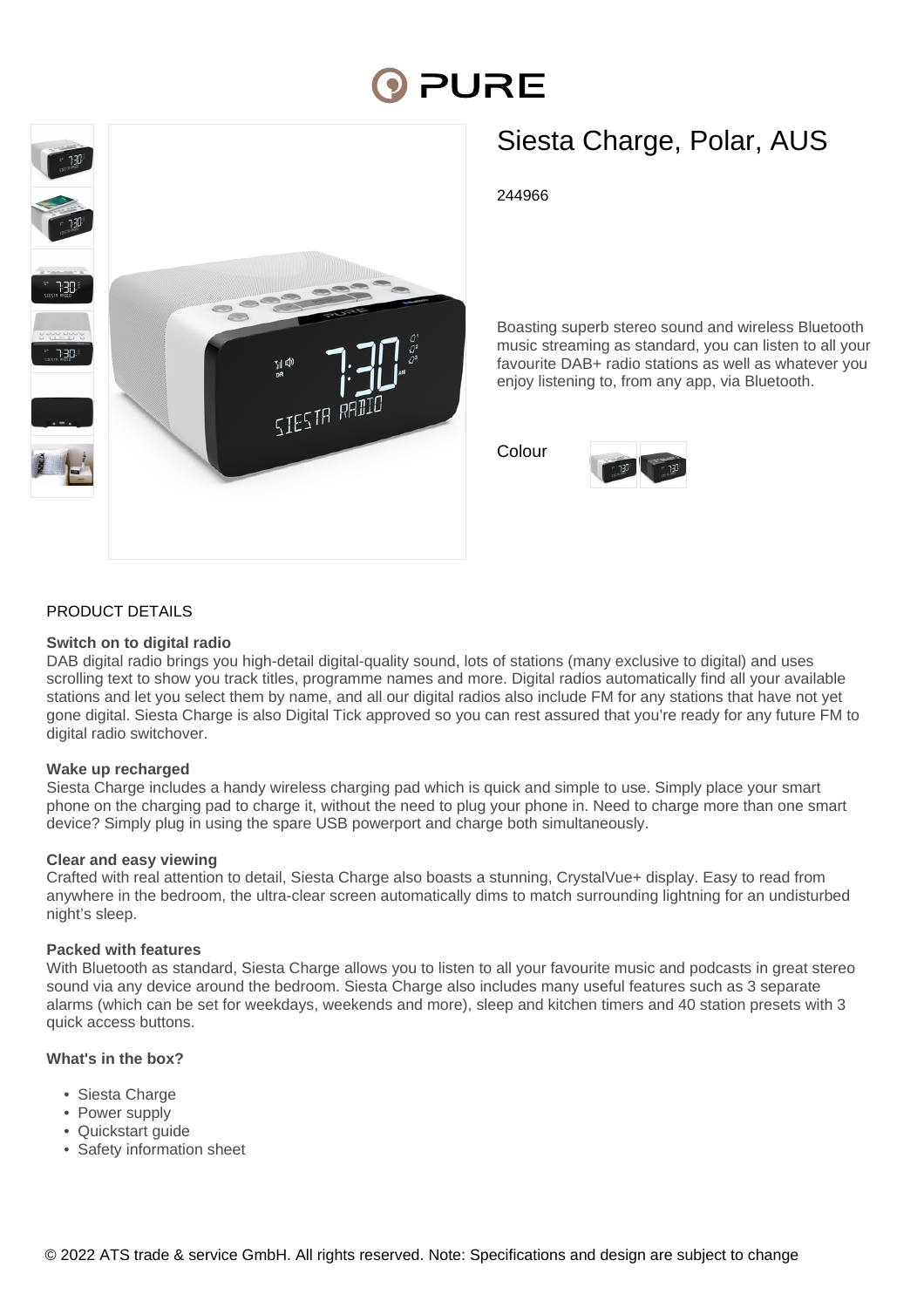# Siesta Charge, Polar, AUS

244966

Boasting superb stereo sound and wireless Bluetooth music streaming as standard, you can listen to all your favourite DAB+ radio stations as well as whatever you enjoy listening to, from any app, via Bluetooth.

Colour

## PRODUCT DETAILS

**Switch on to digital radio**
DAB digital radio brings you high-detail digital-quality sound, lots of stations (many exclusive to digital) and uses scrolling text to show you track titles, programme names and more. Digital radios automatically find all your available stations and let you select them by name, and all our digital radios also include FM for any stations that have not yet gone digital. Siesta Charge is also Digital Tick approved so you can rest assured that you're ready for any future FM to digital radio switchover.

**Wake up recharged**
Siesta Charge includes a handy wireless charging pad which is quick and simple to use. Simply place your smart phone on the charging pad to charge it, without the need to plug your phone in. Need to charge more than one smart device? Simply plug in using the spare USB powerport and charge both simultaneously.

**Clear and easy viewing**
Crafted with real attention to detail, Siesta Charge also boasts a stunning, CrystalVue+ display. Easy to read from anywhere in the bedroom, the ultra-clear screen automatically dims to match surrounding lightning for an undisturbed night's sleep.

**Packed with features**
With Bluetooth as standard, Siesta Charge allows you to listen to all your favourite music and podcasts in great stereo sound via any device around the bedroom. Siesta Charge also includes many useful features such as 3 separate alarms (which can be set for weekdays, weekends and more), sleep and kitchen timers and 40 station presets with 3 quick access buttons.

**What's in the box?**

- Siesta Charge
- Power supply
- Quickstart guide
- Safety information sheet

© 2022 ATS trade & service GmbH. All rights reserved. Note: Specifications and design are subject to change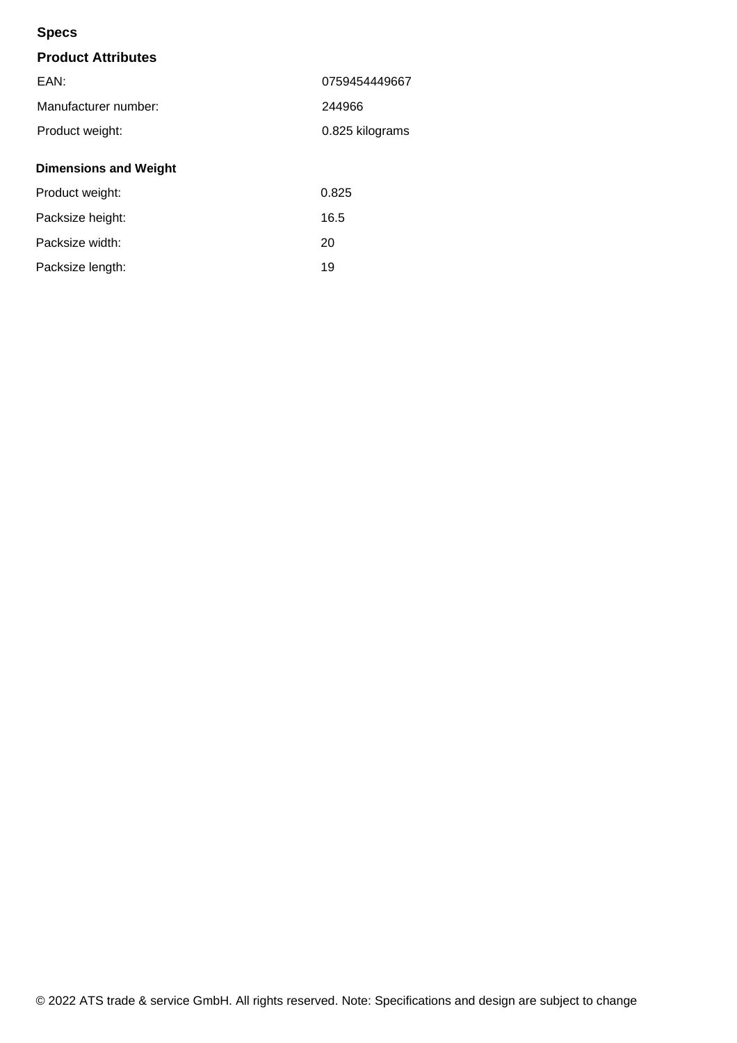## Specs

### Product Attributes

| | |
|---|---|
| EAN: | 0759454449667 |
| Manufacturer number: | 244966 |
| Product weight: | 0.825 kilograms |

### Dimensions and Weight

| | |
|---|---|
| Product weight: | 0.825 |
| Packsize height: | 16.5 |
| Packsize width: | 20 |
| Packsize length: | 19 |

© 2022 ATS trade & service GmbH. All rights reserved. Note: Specifications and design are subject to change